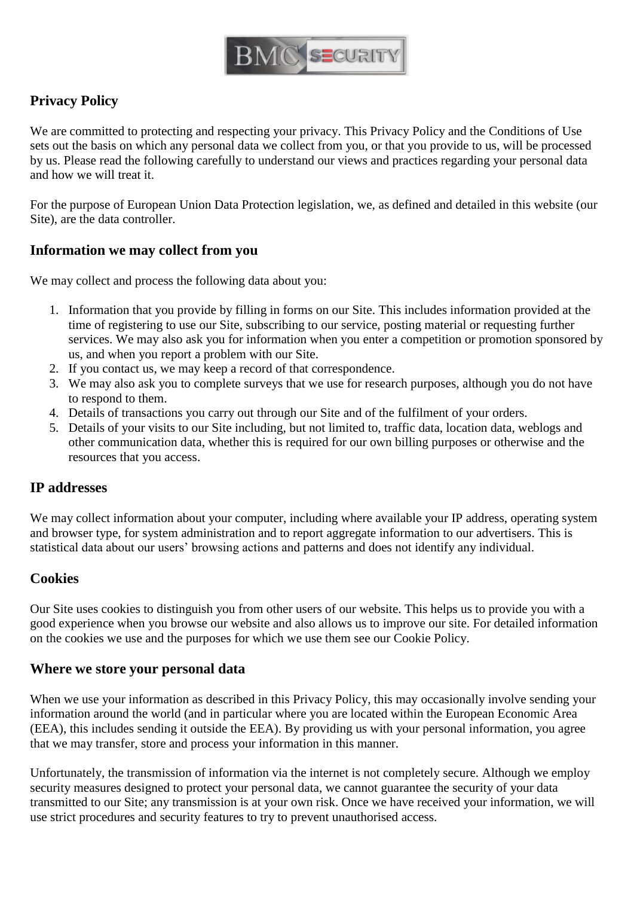## Privacy Policy

We are committed to protecting and respecting your privacy. This Privacy Policy and the Conditions of Use sets out the basis on which any personal data we collect from you, or that you provide to us, will be processed by us. Please read the following carefully to understand our views and practices regarding your personal data and how we will treat it.

For the purpose of European Union Data Protection legislation, we, as defined and detailed in this website (our Site), are the data controller.

### Information we may collect from you

We may collect and process the following data about you:

1. Information that you provide by filling in forms on our Site. This includes information provided at the time of registering to use our Site, subscribing to our service, posting material or requesting further services. We may also ask you for information when you enter a competition or promotion sponsored by us, and when you report a problem with our Site.
2. If you contact us, we may keep a record of that correspondence.
3. We may also ask you to complete surveys that we use for research purposes, although you do not have to respond to them.
4. Details of transactions you carry out through our Site and of the fulfilment of your orders.
5. Details of your visits to our Site including, but not limited to, traffic data, location data, weblogs and other communication data, whether this is required for our own billing purposes or otherwise and the resources that you access.

### IP addresses

We may collect information about your computer, including where available your IP address, operating system and browser type, for system administration and to report aggregate information to our advertisers. This is statistical data about our users' browsing actions and patterns and does not identify any individual.

### Cookies

Our Site uses cookies to distinguish you from other users of our website. This helps us to provide you with a good experience when you browse our website and also allows us to improve our site. For detailed information on the cookies we use and the purposes for which we use them see our Cookie Policy.

### Where we store your personal data

When we use your information as described in this Privacy Policy, this may occasionally involve sending your information around the world (and in particular where you are located within the European Economic Area (EEA), this includes sending it outside the EEA). By providing us with your personal information, you agree that we may transfer, store and process your information in this manner.

Unfortunately, the transmission of information via the internet is not completely secure. Although we employ security measures designed to protect your personal data, we cannot guarantee the security of your data transmitted to our Site; any transmission is at your own risk. Once we have received your information, we will use strict procedures and security features to try to prevent unauthorised access.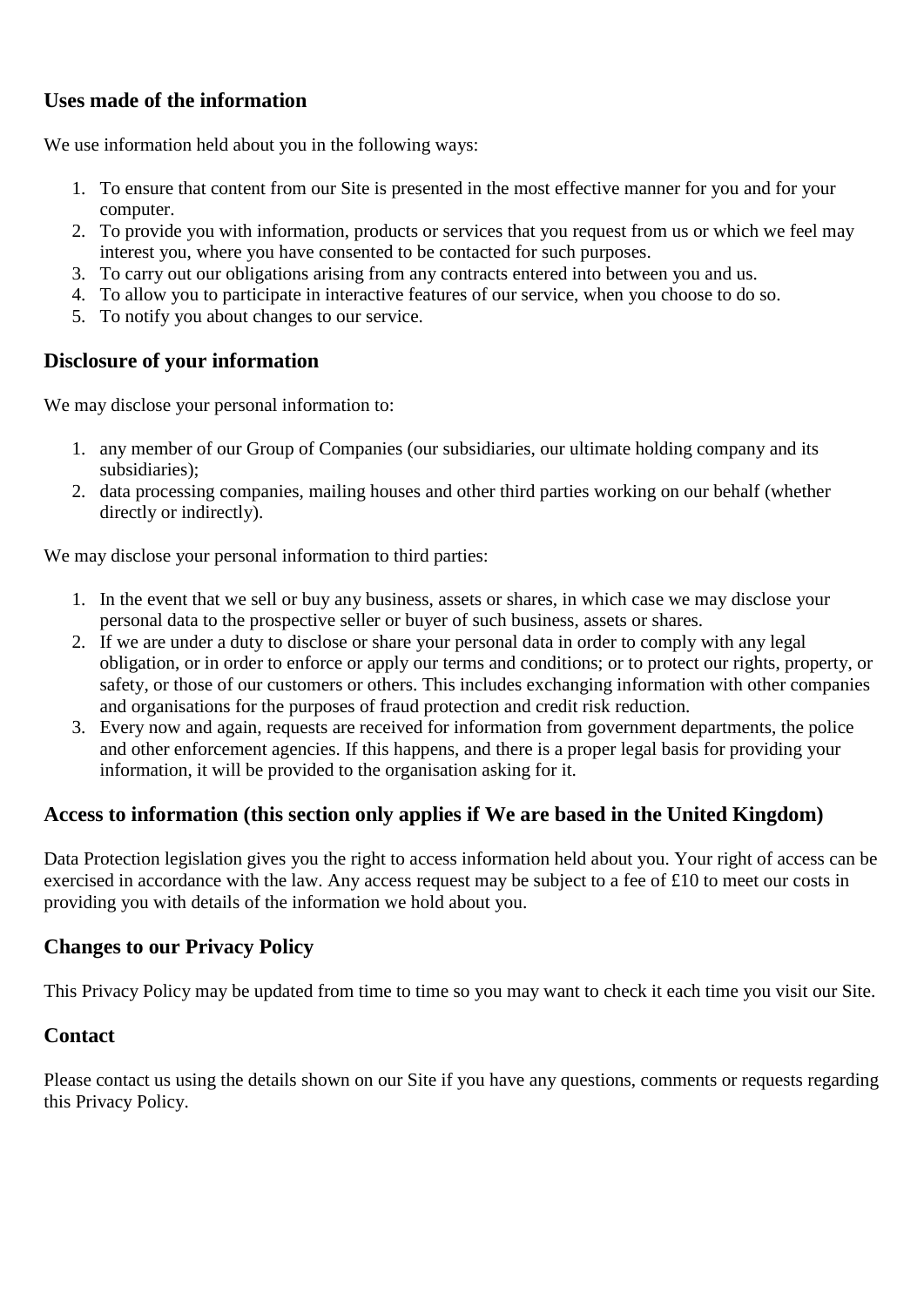## Uses made of the information

We use information held about you in the following ways:

1. To ensure that content from our Site is presented in the most effective manner for you and for your computer.
2. To provide you with information, products or services that you request from us or which we feel may interest you, where you have consented to be contacted for such purposes.
3. To carry out our obligations arising from any contracts entered into between you and us.
4. To allow you to participate in interactive features of our service, when you choose to do so.
5. To notify you about changes to our service.

## Disclosure of your information

We may disclose your personal information to:

1. any member of our Group of Companies (our subsidiaries, our ultimate holding company and its subsidiaries);
2. data processing companies, mailing houses and other third parties working on our behalf (whether directly or indirectly).

We may disclose your personal information to third parties:

1. In the event that we sell or buy any business, assets or shares, in which case we may disclose your personal data to the prospective seller or buyer of such business, assets or shares.
2. If we are under a duty to disclose or share your personal data in order to comply with any legal obligation, or in order to enforce or apply our terms and conditions; or to protect our rights, property, or safety, or those of our customers or others. This includes exchanging information with other companies and organisations for the purposes of fraud protection and credit risk reduction.
3. Every now and again, requests are received for information from government departments, the police and other enforcement agencies. If this happens, and there is a proper legal basis for providing your information, it will be provided to the organisation asking for it.

## Access to information (this section only applies if We are based in the United Kingdom)

Data Protection legislation gives you the right to access information held about you. Your right of access can be exercised in accordance with the law. Any access request may be subject to a fee of £10 to meet our costs in providing you with details of the information we hold about you.

## Changes to our Privacy Policy

This Privacy Policy may be updated from time to time so you may want to check it each time you visit our Site.

## Contact

Please contact us using the details shown on our Site if you have any questions, comments or requests regarding this Privacy Policy.